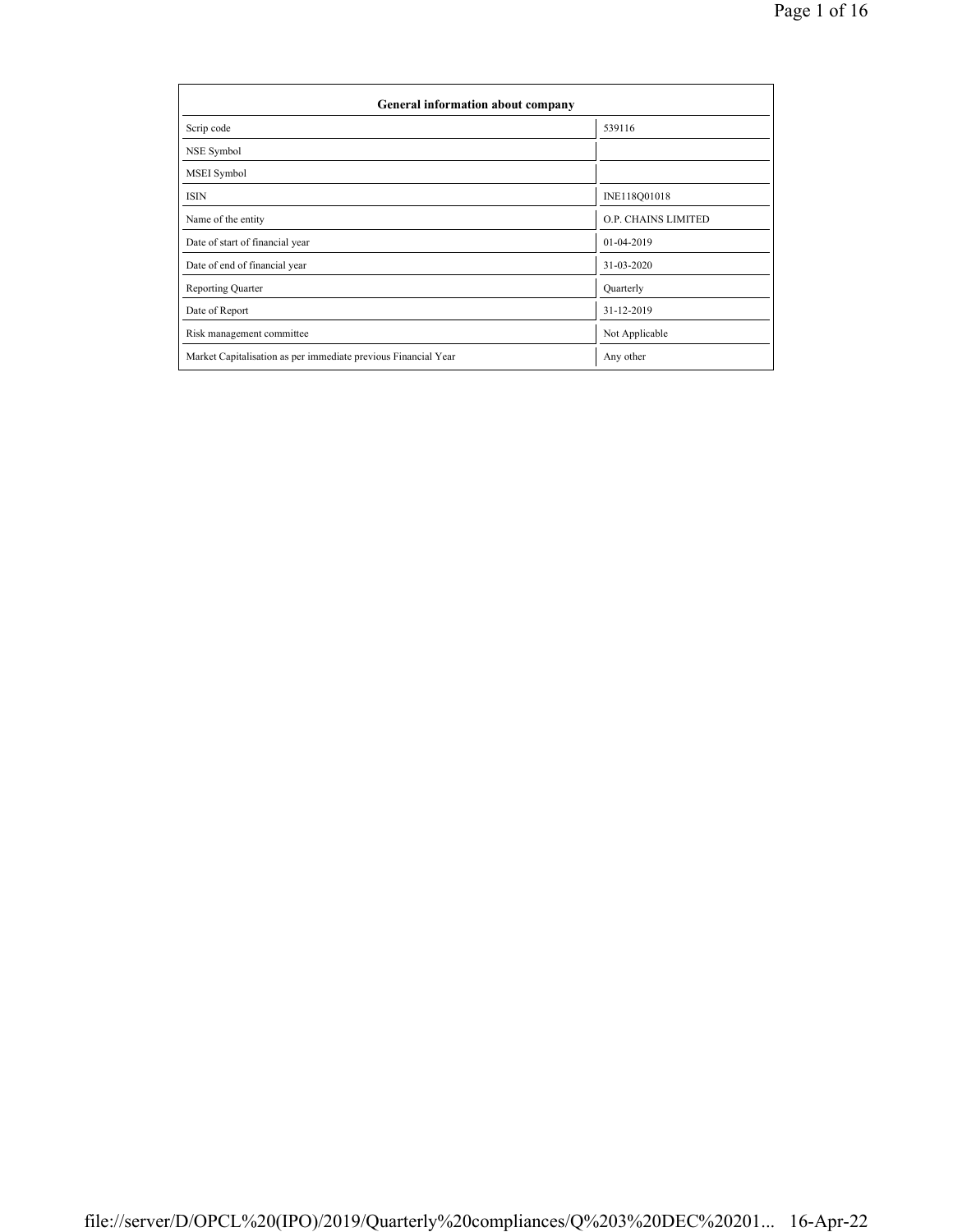| General information about company | |
|---|---|
| Scrip code | 539116 |
| NSE Symbol | |
| MSEI Symbol | |
| ISIN | INE118Q01018 |
| Name of the entity | O.P. CHAINS LIMITED |
| Date of start of financial year | 01-04-2019 |
| Date of end of financial year | 31-03-2020 |
| Reporting Quarter | Quarterly |
| Date of Report | 31-12-2019 |
| Risk management committee | Not Applicable |
| Market Capitalisation as per immediate previous Financial Year | Any other |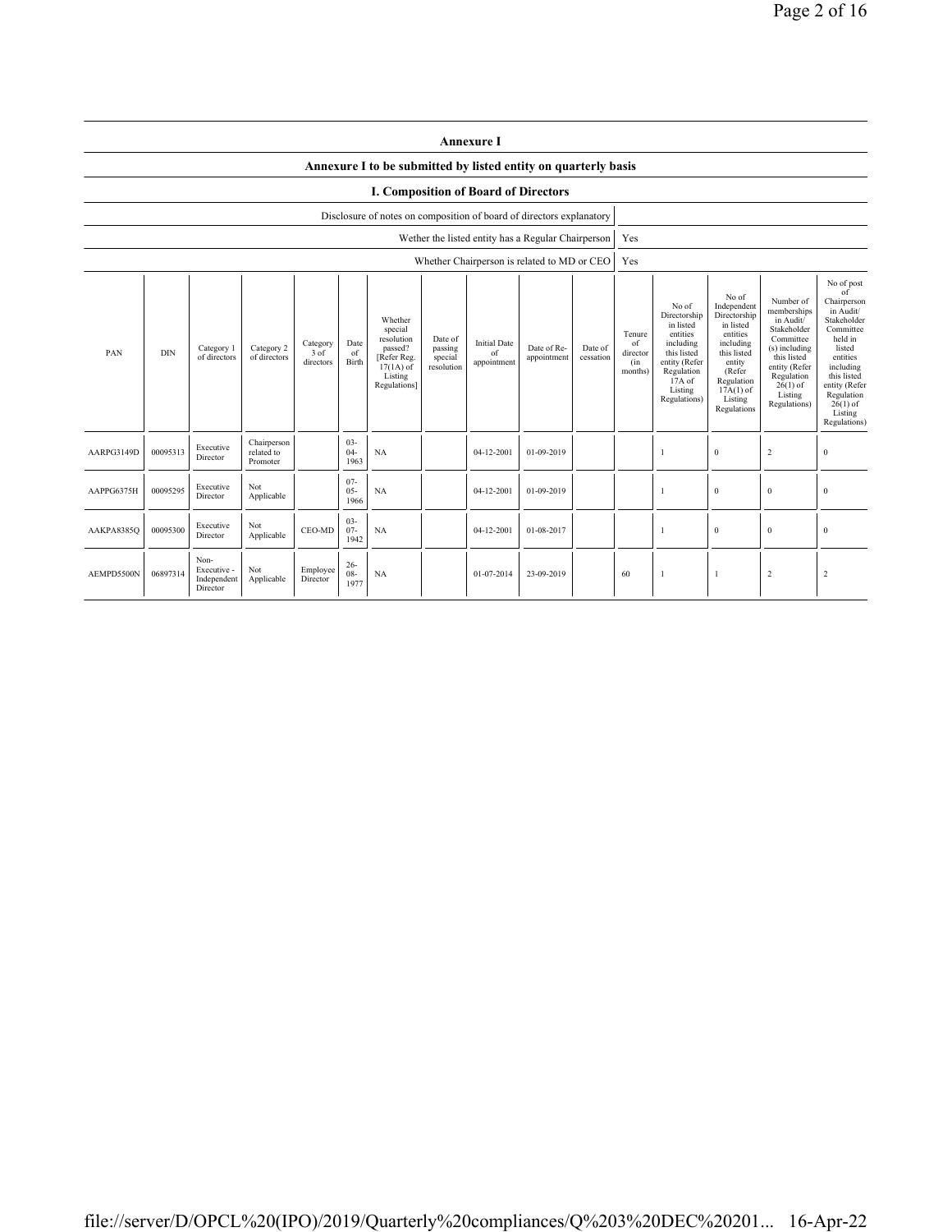## Annexure I

### Annexure I to be submitted by listed entity on quarterly basis

### I. Composition of Board of Directors

| | |
|---|---|
| Disclosure of notes on composition of board of directors explanatory | |
| Wether the listed entity has a Regular Chairperson | Yes |
| Whether Chairperson is related to MD or CEO | Yes |

| PAN | DIN | Category 1 of directors | Category 2 of directors | Category 3 of directors | Date of Birth | Whether special resolution passed? [Refer Reg. 17(1A) of Listing Regulations] | Date of passing special resolution | Initial Date of appointment | Date of Re-appointment | Date of cessation | Tenure of director (in months) | No of Directorship in listed entities including this listed entity (Refer Regulation 17A of Listing Regulations) | No of Independent Directorship in listed entities including this listed entity (Refer Regulation 17A(1) of Listing Regulations | Number of memberships in Audit/ Stakeholder Committee (s) including this listed entity (Refer Regulation 26(1) of Listing Regulations) | No of post of Chairperson in Audit/ Stakeholder Committee held in listed entities including this listed entity (Refer Regulation 26(1) of Listing Regulations) |
|---|---|---|---|---|---|---|---|---|---|---|---|---|---|---|---|
| AARPG3149D | 00095313 | Executive Director | Chairperson related to Promoter | | 03-04-1963 | NA | | 04-12-2001 | 01-09-2019 | | | 1 | 0 | 2 | 0 |
| AAPPG6375H | 00095295 | Executive Director | Not Applicable | | 07-05-1966 | NA | | 04-12-2001 | 01-09-2019 | | | 1 | 0 | 0 | 0 |
| AAKPA8385Q | 00095300 | Executive Director | Not Applicable | CEO-MD | 03-07-1942 | NA | | 04-12-2001 | 01-08-2017 | | | 1 | 0 | 0 | 0 |
| AEMPD5500N | 06897314 | Non-Executive - Independent Director | Not Applicable | Employee Director | 26-08-1977 | NA | | 01-07-2014 | 23-09-2019 | | 60 | 1 | 1 | 2 | 2 |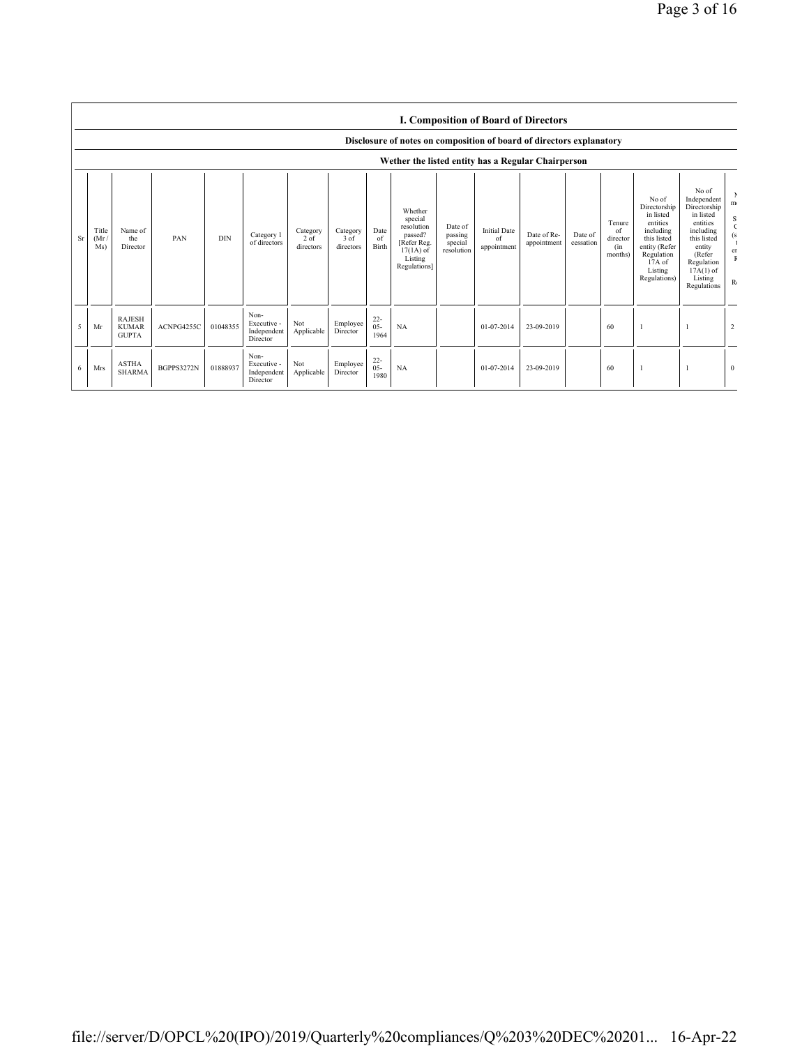### I. Composition of Board of Directors

**Disclosure of notes on composition of board of directors explanatory**

**Wether the listed entity has a Regular Chairperson**

| Sr | Title (Mr / Ms) | Name of the Director | PAN | DIN | Category 1 of directors | Category 2 of directors | Category 3 of directors | Date of Birth | Whether special resolution passed? [Refer Reg. 17(1A) of Listing Regulations] | Date of passing special resolution | Initial Date of appointment | Date of Re-appointment | Date of cessation | Tenure of director (in months) | No of Directorship in listed entities including this listed entity (Refer Regulation 17A of Listing Regulations) | No of Independent Directorship in listed entities including this listed entity (Refer Regulation 17A(1) of Listing Regulations | N m S C (s t er R R |
|---|---|---|---|---|---|---|---|---|---|---|---|---|---|---|---|---|---|
| 5 | Mr | RAJESH KUMAR GUPTA | ACNPG4255C | 01048355 | Non-Executive - Independent Director | Not Applicable | Employee Director | 22-05-1964 | NA | | 01-07-2014 | 23-09-2019 | | 60 | 1 | 1 | 2 |
| 6 | Mrs | ASTHA SHARMA | BGPPS3272N | 01888937 | Non-Executive - Independent Director | Not Applicable | Employee Director | 22-05-1980 | NA | | 01-07-2014 | 23-09-2019 | | 60 | 1 | 1 | 0 |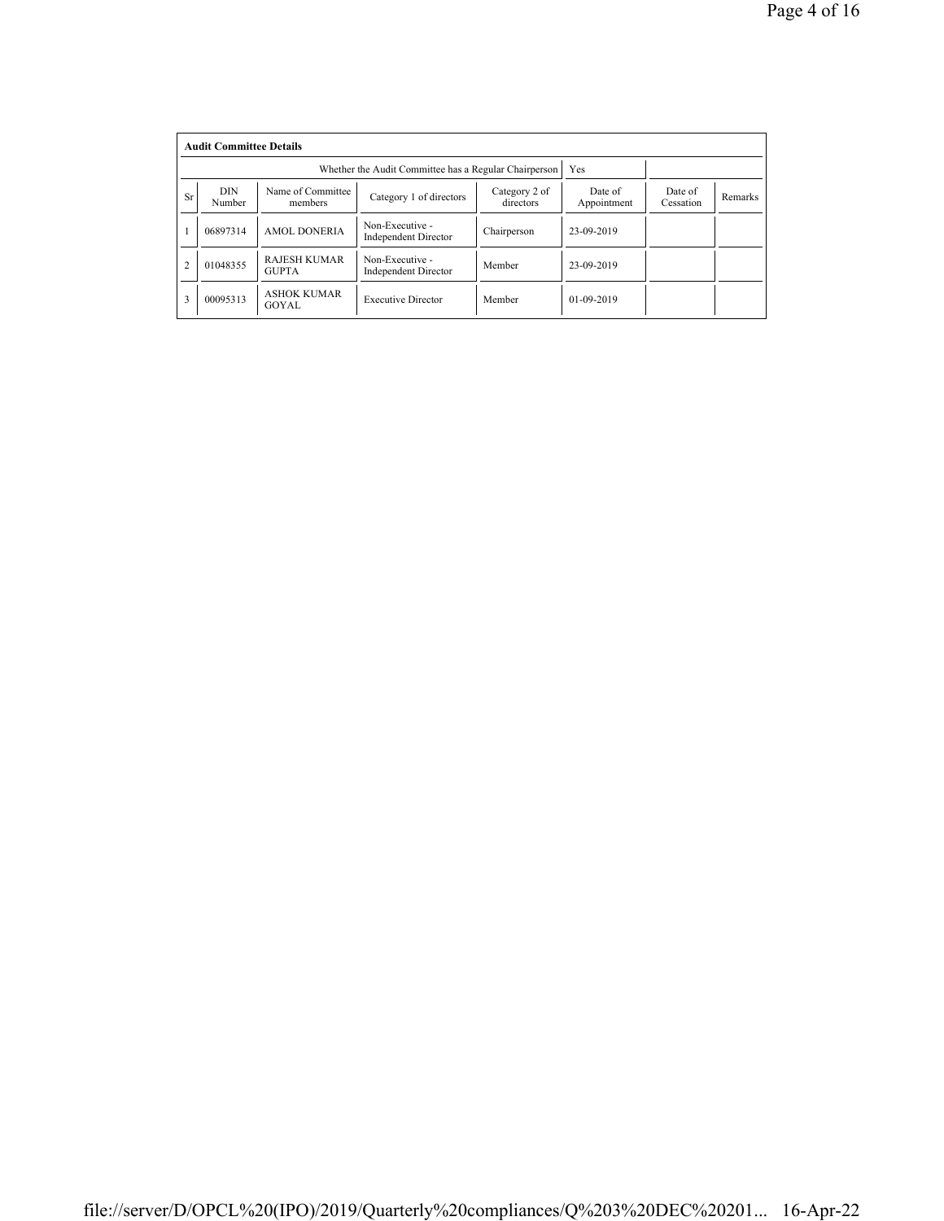**Audit Committee Details**

| | | | Whether the Audit Committee has a Regular Chairperson | | Yes | | |
|---|---|---|---|---|---|---|---|
| Sr | DIN Number | Name of Committee members | Category 1 of directors | Category 2 of directors | Date of Appointment | Date of Cessation | Remarks |
| 1 | 06897314 | AMOL DONERIA | Non-Executive - Independent Director | Chairperson | 23-09-2019 | | |
| 2 | 01048355 | RAJESH KUMAR GUPTA | Non-Executive - Independent Director | Member | 23-09-2019 | | |
| 3 | 00095313 | ASHOK KUMAR GOYAL | Executive Director | Member | 01-09-2019 | | |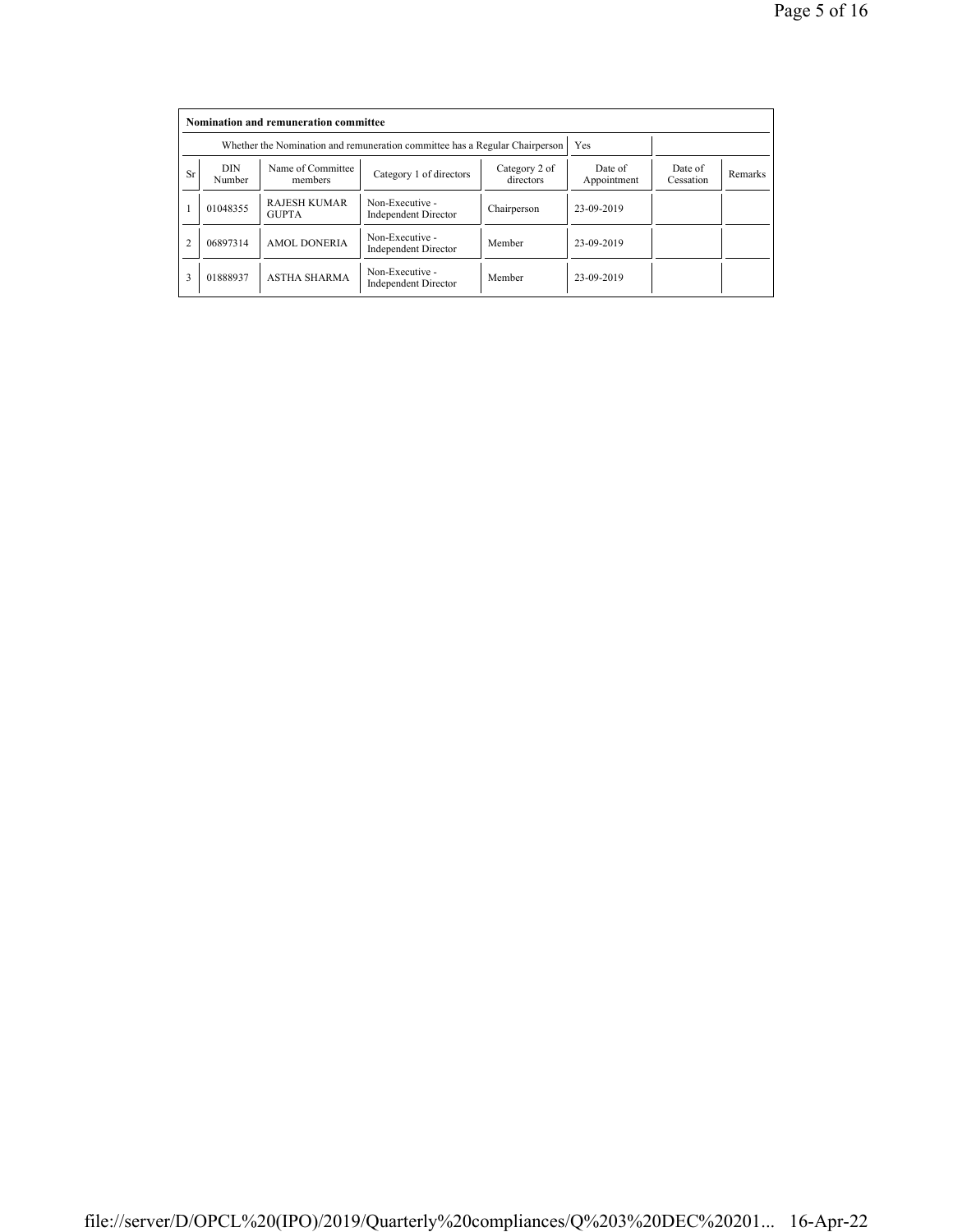**Nomination and remuneration committee**

| Whether the Nomination and remuneration committee has a Regular Chairperson | Yes |
|---|---|

| Sr | DIN Number | Name of Committee members | Category 1 of directors | Category 2 of directors | Date of Appointment | Date of Cessation | Remarks |
|---|---|---|---|---|---|---|---|
| 1 | 01048355 | RAJESH KUMAR GUPTA | Non-Executive - Independent Director | Chairperson | 23-09-2019 | | |
| 2 | 06897314 | AMOL DONERIA | Non-Executive - Independent Director | Member | 23-09-2019 | | |
| 3 | 01888937 | ASTHA SHARMA | Non-Executive - Independent Director | Member | 23-09-2019 | | |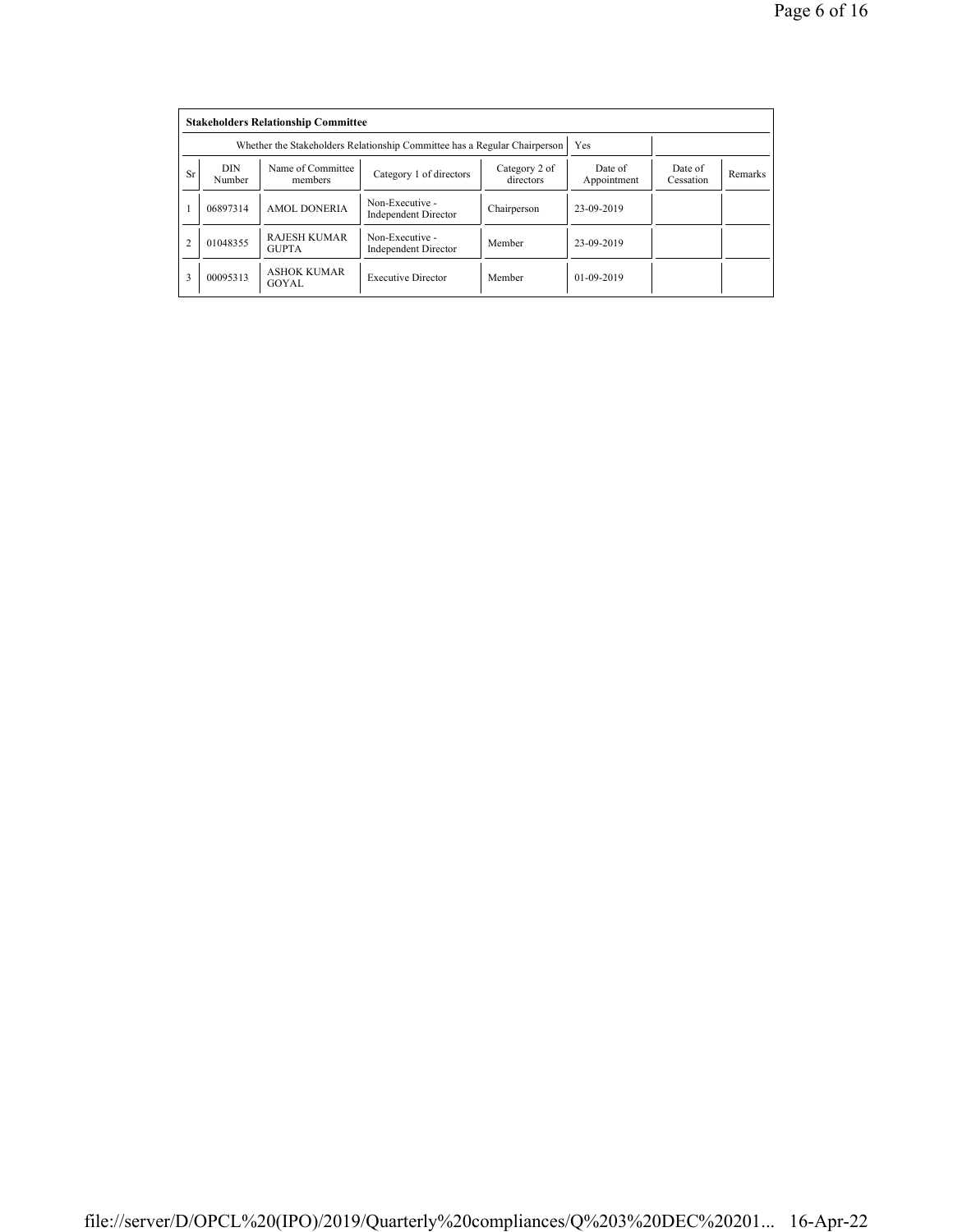**Stakeholders Relationship Committee**

| | | | Whether the Stakeholders Relationship Committee has a Regular Chairperson | | Yes | | |
|---|---|---|---|---|---|---|---|
| Sr | DIN Number | Name of Committee members | Category 1 of directors | Category 2 of directors | Date of Appointment | Date of Cessation | Remarks |
| 1 | 06897314 | AMOL DONERIA | Non-Executive - Independent Director | Chairperson | 23-09-2019 | | |
| 2 | 01048355 | RAJESH KUMAR GUPTA | Non-Executive - Independent Director | Member | 23-09-2019 | | |
| 3 | 00095313 | ASHOK KUMAR GOYAL | Executive Director | Member | 01-09-2019 | | |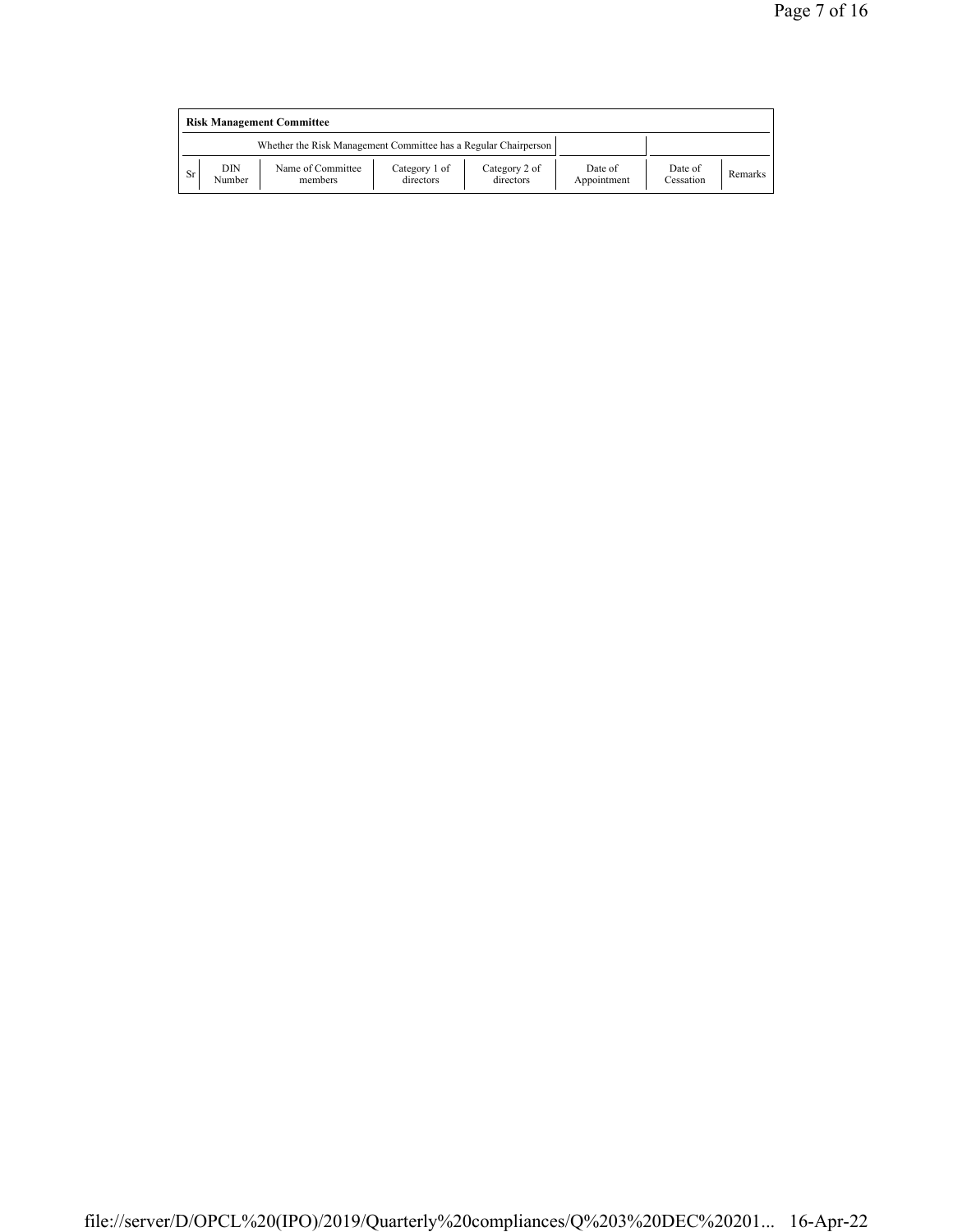**Risk Management Committee**

| | | Whether the Risk Management Committee has a Regular Chairperson | | | | | |
|---|---|---|---|---|---|---|---|
| Sr | DIN Number | Name of Committee members | Category 1 of directors | Category 2 of directors | Date of Appointment | Date of Cessation | Remarks |

file://server/D/OPCL%20(IPO)/2019/Quarterly%20compliances/Q%203%20DEC%20201... 16-Apr-22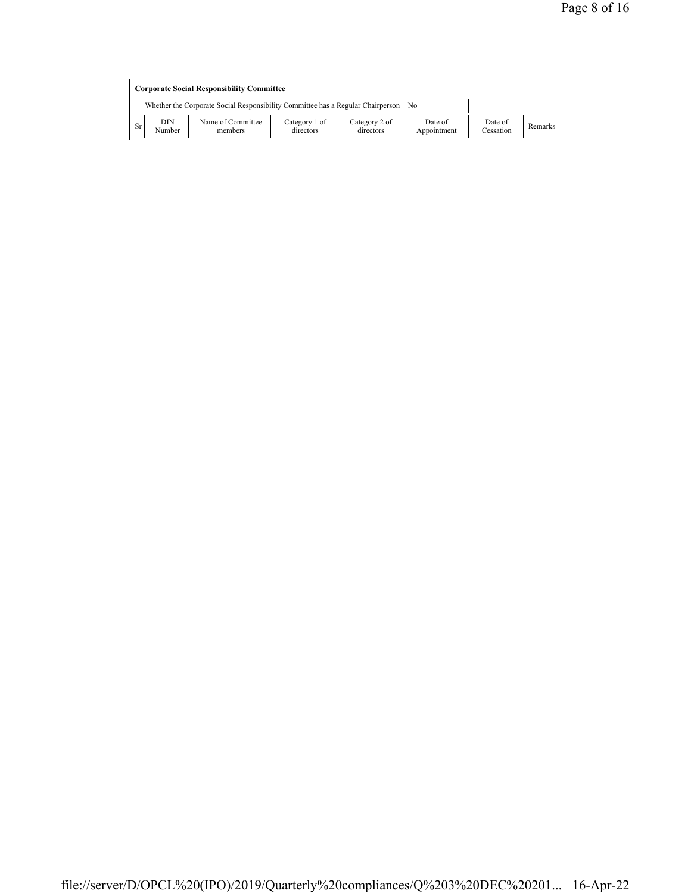| **Corporate Social Responsibility Committee** | | | | | | | |
|---|---|---|---|---|---|---|---|
| Whether the Corporate Social Responsibility Committee has a Regular Chairperson | | | | | No | | |
| Sr | DIN Number | Name of Committee members | Category 1 of directors | Category 2 of directors | Date of Appointment | Date of Cessation | Remarks |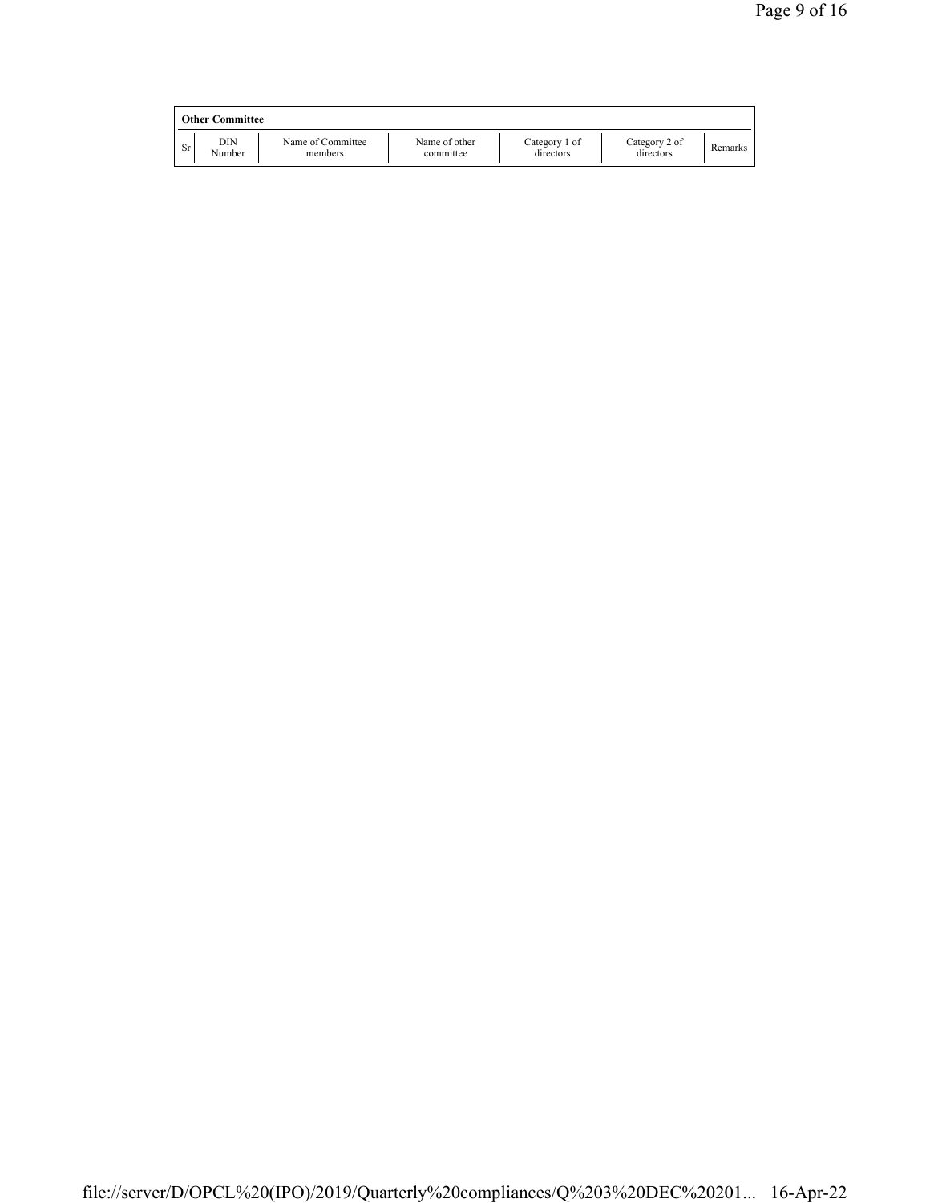**Other Committee**

| Sr | DIN Number | Name of Committee members | Name of other committee | Category 1 of directors | Category 2 of directors | Remarks |
|---|---|---|---|---|---|---|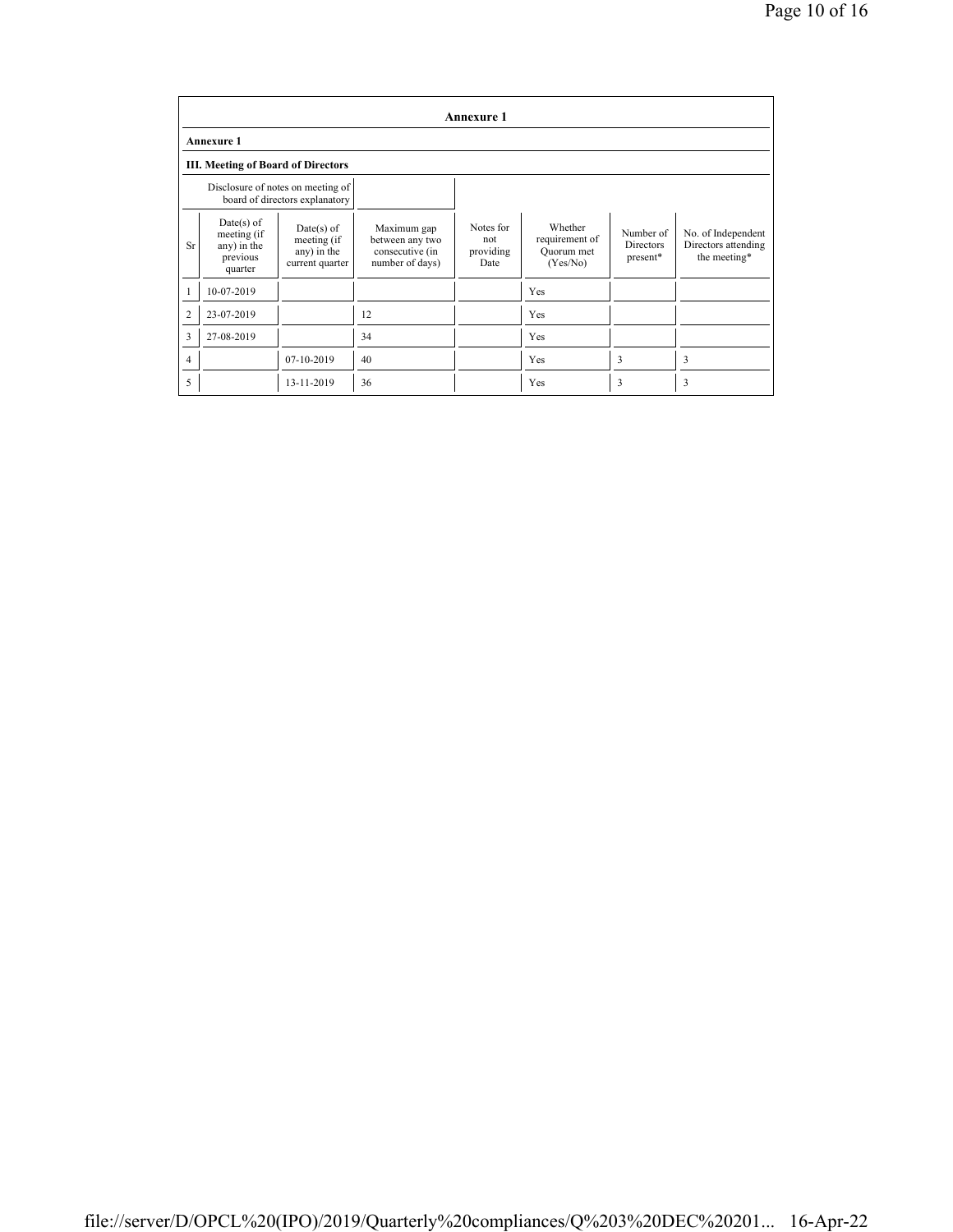## Annexure 1

### Annexure 1

### III. Meeting of Board of Directors

| Disclosure of notes on meeting of board of directors explanatory | | | | | | | |
|---|---|---|---|---|---|---|---|

| Sr | Date(s) of meeting (if any) in the previous quarter | Date(s) of meeting (if any) in the current quarter | Maximum gap between any two consecutive (in number of days) | Notes for not providing Date | Whether requirement of Quorum met (Yes/No) | Number of Directors present* | No. of Independent Directors attending the meeting* |
|---|---|---|---|---|---|---|---|
| 1 | 10-07-2019 | | | | Yes | | |
| 2 | 23-07-2019 | | 12 | | Yes | | |
| 3 | 27-08-2019 | | 34 | | Yes | | |
| 4 | | 07-10-2019 | 40 | | Yes | 3 | 3 |
| 5 | | 13-11-2019 | 36 | | Yes | 3 | 3 |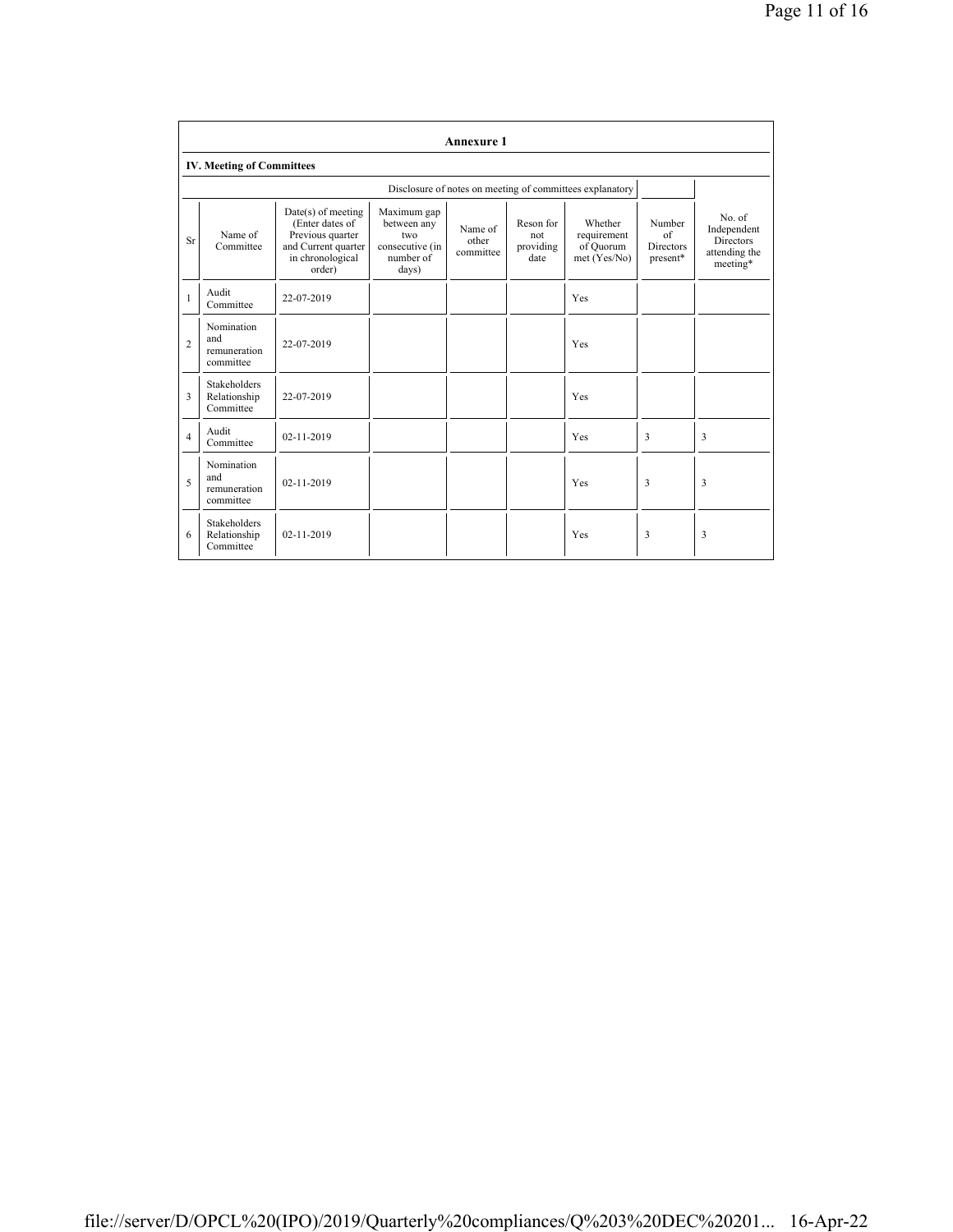# Annexure 1

## IV. Meeting of Committees

Disclosure of notes on meeting of committees explanatory

| Sr | Name of Committee | Date(s) of meeting (Enter dates of Previous quarter and Current quarter in chronological order) | Maximum gap between any two consecutive (in number of days) | Name of other committee | Reson for not providing date | Whether requirement of Quorum met (Yes/No) | Number of Directors present* | No. of Independent Directors attending the meeting* |
|---|---|---|---|---|---|---|---|---|
| 1 | Audit Committee | 22-07-2019 | | | | Yes | | |
| 2 | Nomination and remuneration committee | 22-07-2019 | | | | Yes | | |
| 3 | Stakeholders Relationship Committee | 22-07-2019 | | | | Yes | | |
| 4 | Audit Committee | 02-11-2019 | | | | Yes | 3 | 3 |
| 5 | Nomination and remuneration committee | 02-11-2019 | | | | Yes | 3 | 3 |
| 6 | Stakeholders Relationship Committee | 02-11-2019 | | | | Yes | 3 | 3 |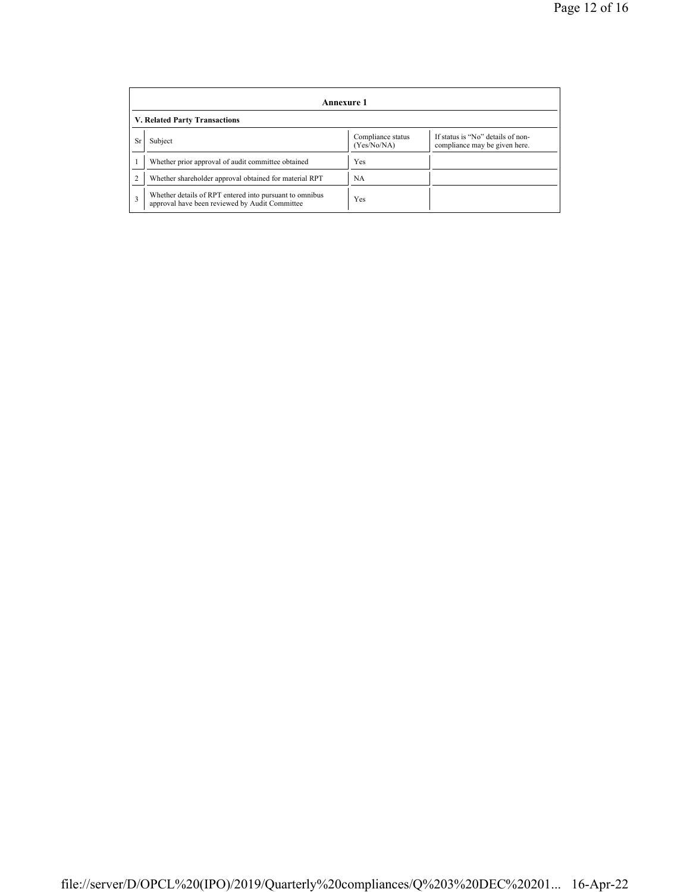**Annexure 1**

**V. Related Party Transactions**

| Sr | Subject | Compliance status (Yes/No/NA) | If status is "No" details of non-compliance may be given here. |
|---|---|---|---|
| 1 | Whether prior approval of audit committee obtained | Yes | |
| 2 | Whether shareholder approval obtained for material RPT | NA | |
| 3 | Whether details of RPT entered into pursuant to omnibus approval have been reviewed by Audit Committee | Yes | |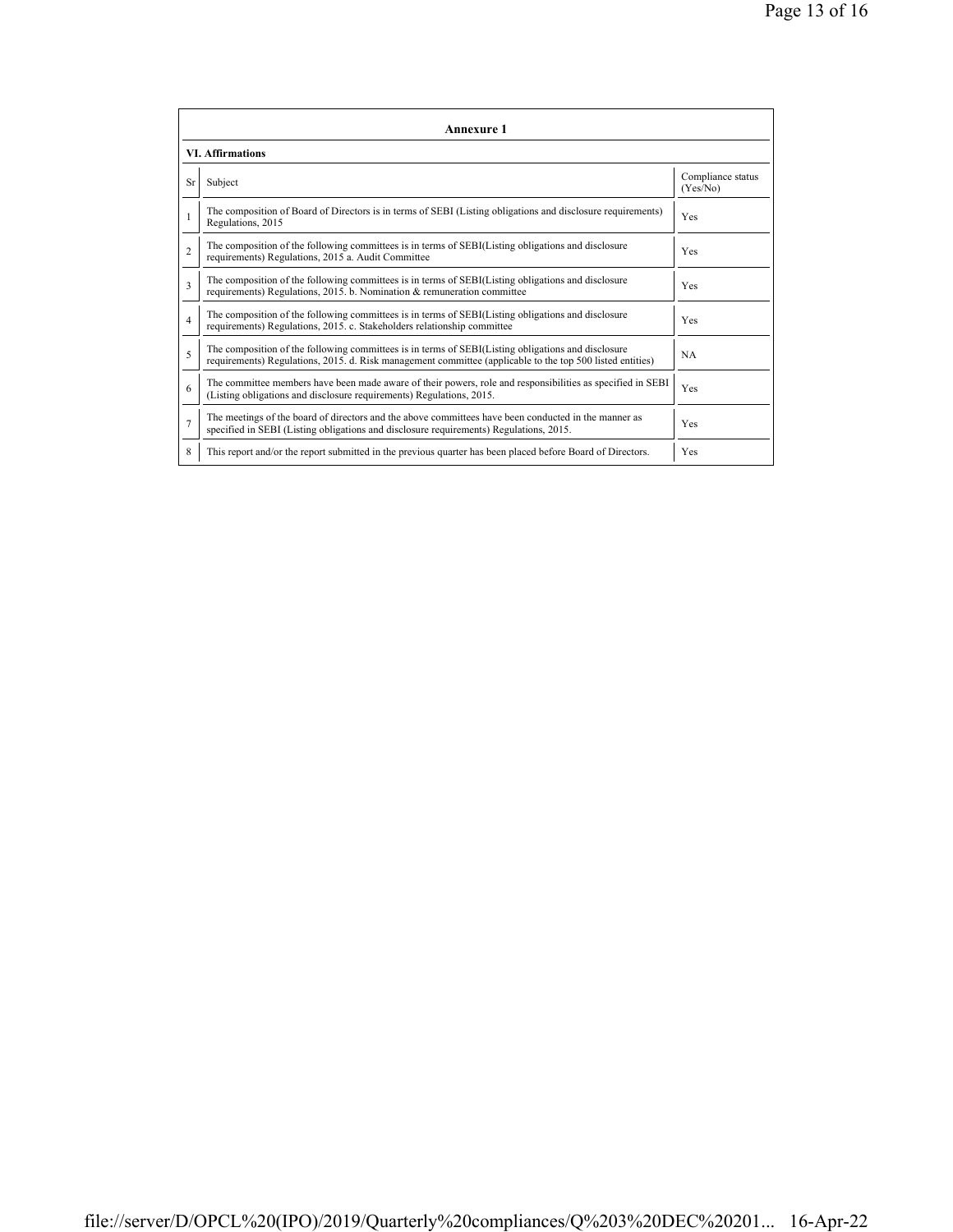**Annexure 1**

**VI. Affirmations**

| Sr | Subject | Compliance status (Yes/No) |
|---|---|---|
| 1 | The composition of Board of Directors is in terms of SEBI (Listing obligations and disclosure requirements) Regulations, 2015 | Yes |
| 2 | The composition of the following committees is in terms of SEBI(Listing obligations and disclosure requirements) Regulations, 2015 a. Audit Committee | Yes |
| 3 | The composition of the following committees is in terms of SEBI(Listing obligations and disclosure requirements) Regulations, 2015. b. Nomination & remuneration committee | Yes |
| 4 | The composition of the following committees is in terms of SEBI(Listing obligations and disclosure requirements) Regulations, 2015. c. Stakeholders relationship committee | Yes |
| 5 | The composition of the following committees is in terms of SEBI(Listing obligations and disclosure requirements) Regulations, 2015. d. Risk management committee (applicable to the top 500 listed entities) | NA |
| 6 | The committee members have been made aware of their powers, role and responsibilities as specified in SEBI (Listing obligations and disclosure requirements) Regulations, 2015. | Yes |
| 7 | The meetings of the board of directors and the above committees have been conducted in the manner as specified in SEBI (Listing obligations and disclosure requirements) Regulations, 2015. | Yes |
| 8 | This report and/or the report submitted in the previous quarter has been placed before Board of Directors. | Yes |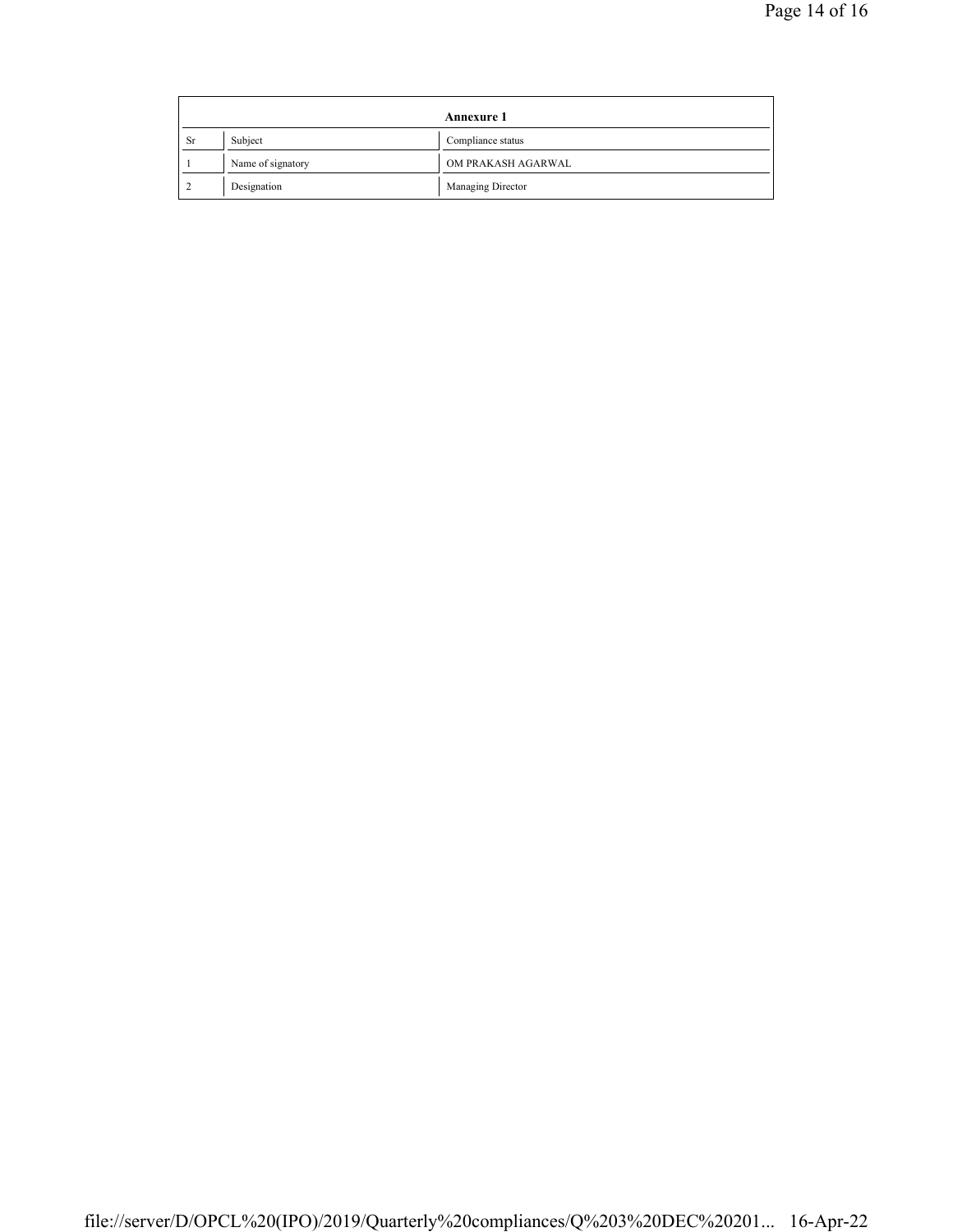| Annexure 1 | | |
|---|---|---|
| Sr | Subject | Compliance status |
| 1 | Name of signatory | OM PRAKASH AGARWAL |
| 2 | Designation | Managing Director |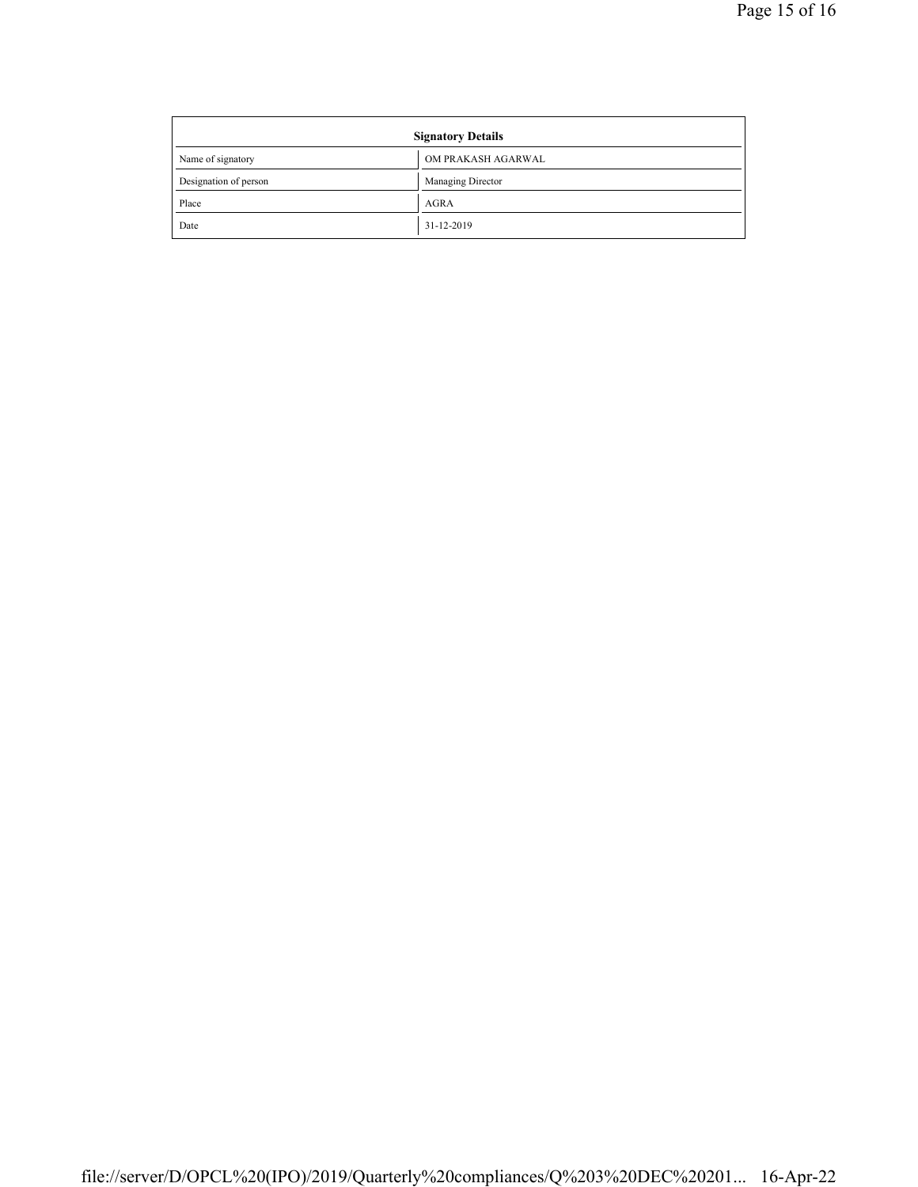| Signatory Details | |
|---|---|
| Name of signatory | OM PRAKASH AGARWAL |
| Designation of person | Managing Director |
| Place | AGRA |
| Date | 31-12-2019 |